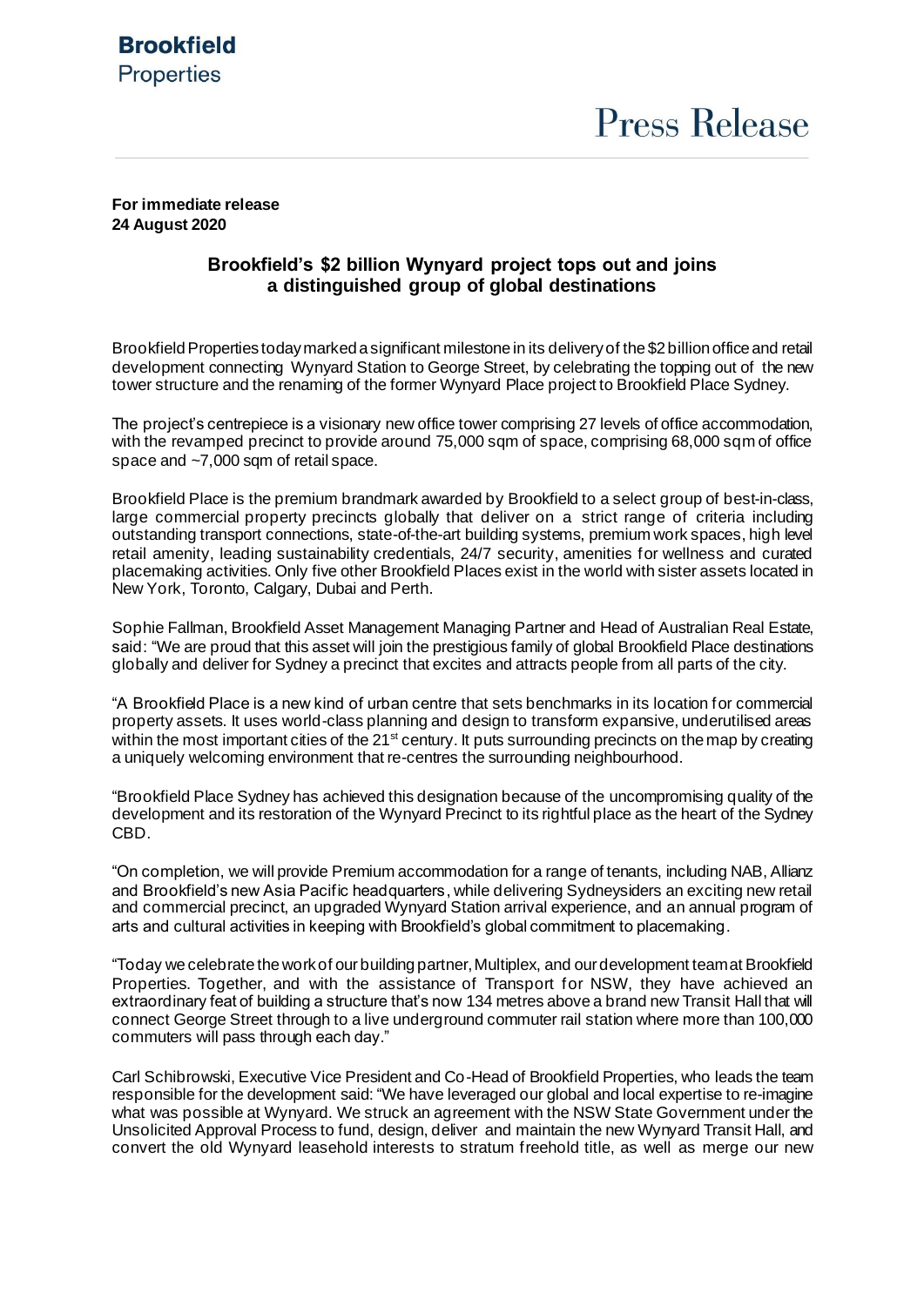**Brookfield**
Properties

# Press Release

**For immediate release**
**24 August 2020**

## Brookfield's $2 billion Wynyard project tops out and joins a distinguished group of global destinations

Brookfield Properties today marked a significant milestone in its delivery of the $2 billion office and retail development connecting Wynyard Station to George Street, by celebrating the topping out of the new tower structure and the renaming of the former Wynyard Place project to Brookfield Place Sydney.

The project's centrepiece is a visionary new office tower comprising 27 levels of office accommodation, with the revamped precinct to provide around 75,000 sqm of space, comprising 68,000 sqm of office space and ~7,000 sqm of retail space.

Brookfield Place is the premium brandmark awarded by Brookfield to a select group of best-in-class, large commercial property precincts globally that deliver on a strict range of criteria including outstanding transport connections, state-of-the-art building systems, premium work spaces, high level retail amenity, leading sustainability credentials, 24/7 security, amenities for wellness and curated placemaking activities. Only five other Brookfield Places exist in the world with sister assets located in New York, Toronto, Calgary, Dubai and Perth.

Sophie Fallman, Brookfield Asset Management Managing Partner and Head of Australian Real Estate, said: "We are proud that this asset will join the prestigious family of global Brookfield Place destinations globally and deliver for Sydney a precinct that excites and attracts people from all parts of the city.

"A Brookfield Place is a new kind of urban centre that sets benchmarks in its location for commercial property assets. It uses world-class planning and design to transform expansive, underutilised areas within the most important cities of the 21st century. It puts surrounding precincts on the map by creating a uniquely welcoming environment that re-centres the surrounding neighbourhood.

"Brookfield Place Sydney has achieved this designation because of the uncompromising quality of the development and its restoration of the Wynyard Precinct to its rightful place as the heart of the Sydney CBD.

"On completion, we will provide Premium accommodation for a range of tenants, including NAB, Allianz and Brookfield's new Asia Pacific headquarters, while delivering Sydneysiders an exciting new retail and commercial precinct, an upgraded Wynyard Station arrival experience, and an annual program of arts and cultural activities in keeping with Brookfield's global commitment to placemaking.

"Today we celebrate the work of our building partner, Multiplex, and our development team at Brookfield Properties. Together, and with the assistance of Transport for NSW, they have achieved an extraordinary feat of building a structure that's now 134 metres above a brand new Transit Hall that will connect George Street through to a live underground commuter rail station where more than 100,000 commuters will pass through each day."

Carl Schibrowski, Executive Vice President and Co-Head of Brookfield Properties, who leads the team responsible for the development said: "We have leveraged our global and local expertise to re-imagine what was possible at Wynyard. We struck an agreement with the NSW State Government under the Unsolicited Approval Process to fund, design, deliver and maintain the new Wynyard Transit Hall, and convert the old Wynyard leasehold interests to stratum freehold title, as well as merge our new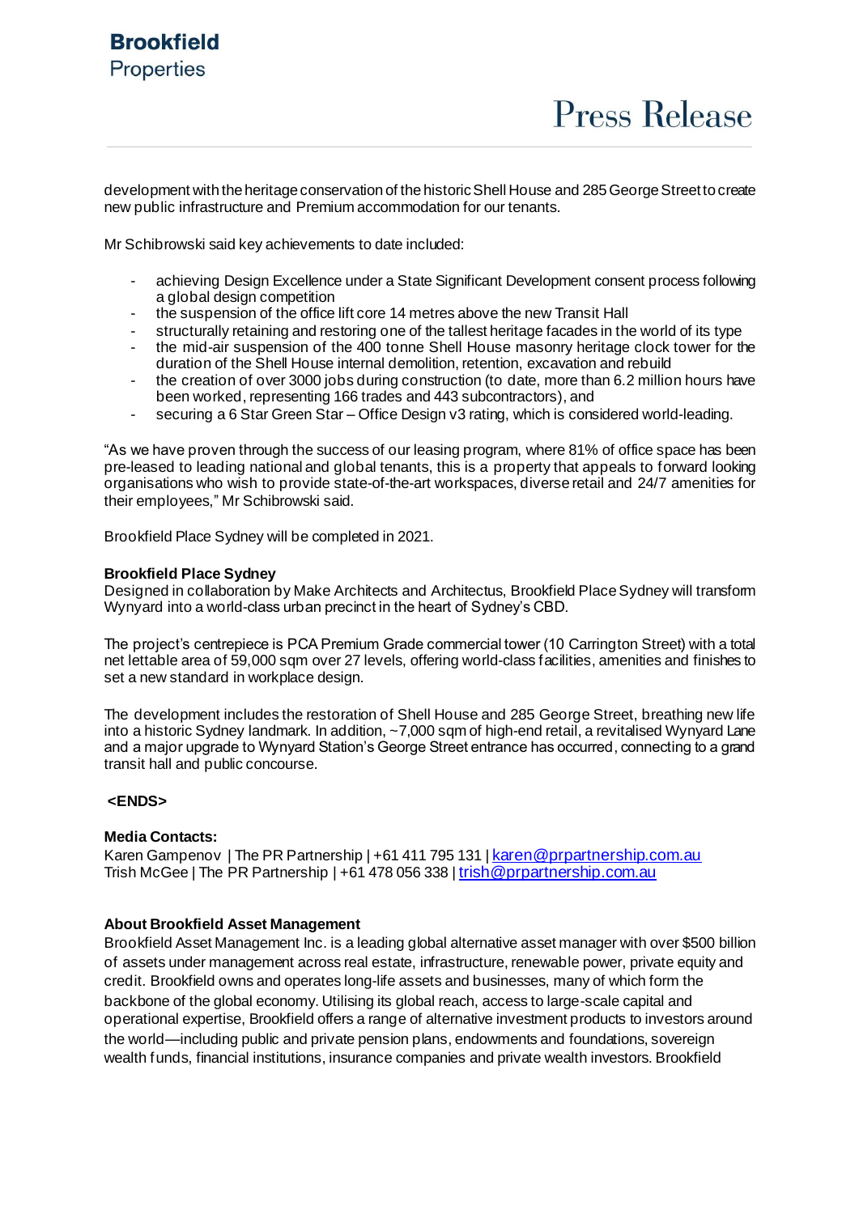development with the heritage conservation of the historic Shell House and 285 George Street to create new public infrastructure and Premium accommodation for our tenants.

Mr Schibrowski said key achievements to date included:

- achieving Design Excellence under a State Significant Development consent process following a global design competition
- the suspension of the office lift core 14 metres above the new Transit Hall
- structurally retaining and restoring one of the tallest heritage facades in the world of its type
- the mid-air suspension of the 400 tonne Shell House masonry heritage clock tower for the duration of the Shell House internal demolition, retention, excavation and rebuild
- the creation of over 3000 jobs during construction (to date, more than 6.2 million hours have been worked, representing 166 trades and 443 subcontractors), and
- securing a 6 Star Green Star – Office Design v3 rating, which is considered world-leading.

"As we have proven through the success of our leasing program, where 81% of office space has been pre-leased to leading national and global tenants, this is a property that appeals to forward looking organisations who wish to provide state-of-the-art workspaces, diverse retail and 24/7 amenities for their employees," Mr Schibrowski said.

Brookfield Place Sydney will be completed in 2021.

**Brookfield Place Sydney**
Designed in collaboration by Make Architects and Architectus, Brookfield Place Sydney will transform Wynyard into a world-class urban precinct in the heart of Sydney's CBD.

The project's centrepiece is PCA Premium Grade commercial tower (10 Carrington Street) with a total net lettable area of 59,000 sqm over 27 levels, offering world-class facilities, amenities and finishes to set a new standard in workplace design.

The development includes the restoration of Shell House and 285 George Street, breathing new life into a historic Sydney landmark. In addition, ~7,000 sqm of high-end retail, a revitalised Wynyard Lane and a major upgrade to Wynyard Station's George Street entrance has occurred, connecting to a grand transit hall and public concourse.

**<ENDS>**

**Media Contacts:**
Karen Gampenov | The PR Partnership | +61 411 795 131 | karen@prpartnership.com.au
Trish McGee | The PR Partnership | +61 478 056 338 | trish@prpartnership.com.au

**About Brookfield Asset Management**
Brookfield Asset Management Inc. is a leading global alternative asset manager with over $500 billion of assets under management across real estate, infrastructure, renewable power, private equity and credit. Brookfield owns and operates long-life assets and businesses, many of which form the backbone of the global economy. Utilising its global reach, access to large-scale capital and operational expertise, Brookfield offers a range of alternative investment products to investors around the world—including public and private pension plans, endowments and foundations, sovereign wealth funds, financial institutions, insurance companies and private wealth investors. Brookfield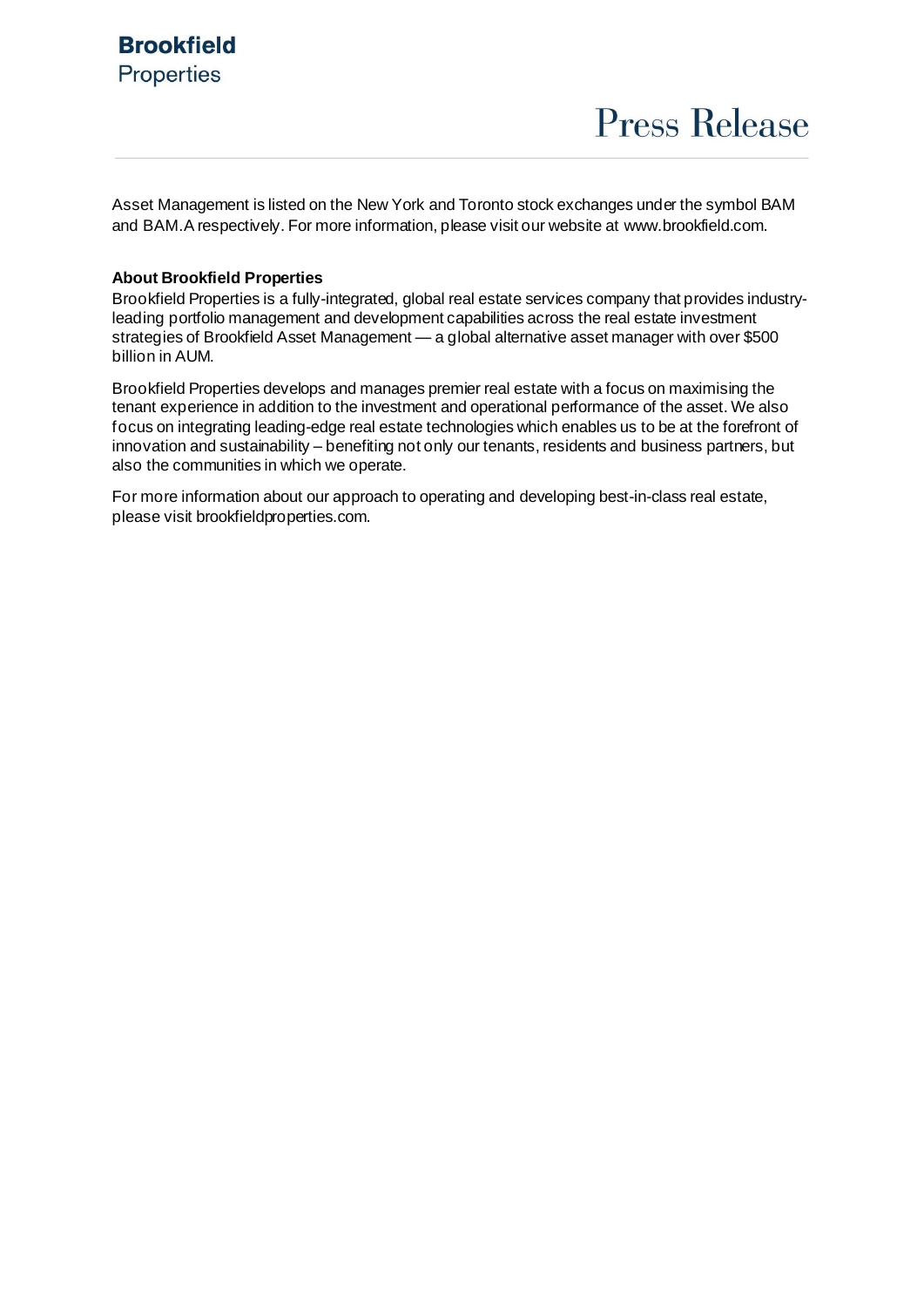Asset Management is listed on the New York and Toronto stock exchanges under the symbol BAM and BAM.A respectively. For more information, please visit our website at www.brookfield.com.

**About Brookfield Properties**

Brookfield Properties is a fully-integrated, global real estate services company that provides industry-leading portfolio management and development capabilities across the real estate investment strategies of Brookfield Asset Management — a global alternative asset manager with over $500 billion in AUM.

Brookfield Properties develops and manages premier real estate with a focus on maximising the tenant experience in addition to the investment and operational performance of the asset. We also focus on integrating leading-edge real estate technologies which enables us to be at the forefront of innovation and sustainability – benefiting not only our tenants, residents and business partners, but also the communities in which we operate.

For more information about our approach to operating and developing best-in-class real estate, please visit brookfieldproperties.com.